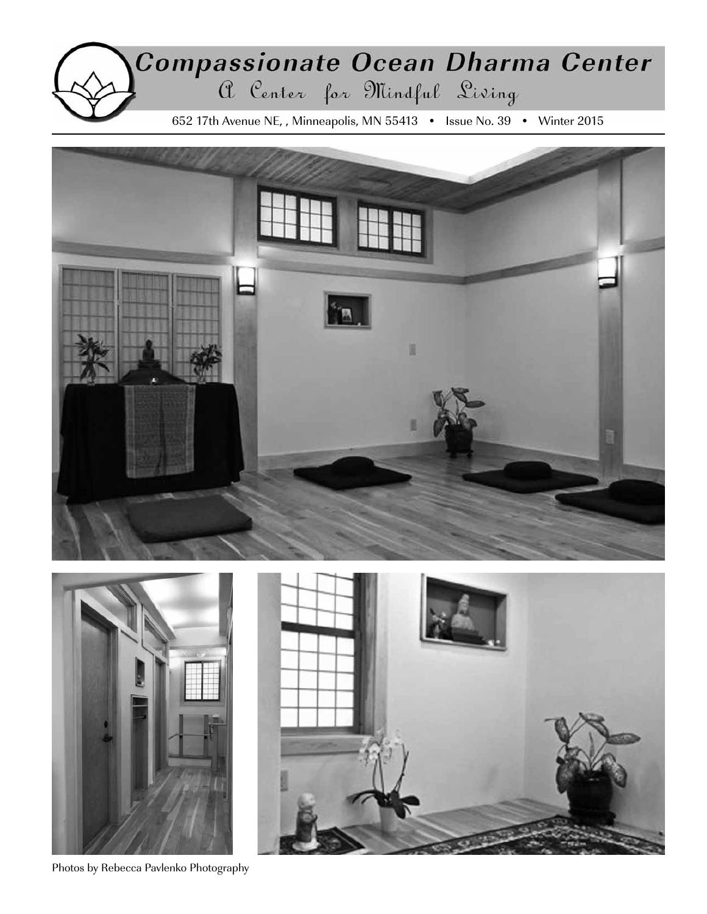# Compassionate Ocean Dharma Center

A Center for Mindful Living

652 17th Avenue NE, , Minneapolis, MN 55413 • Issue No. 39 • Winter 2015

Photos by Rebecca Pavlenko Photography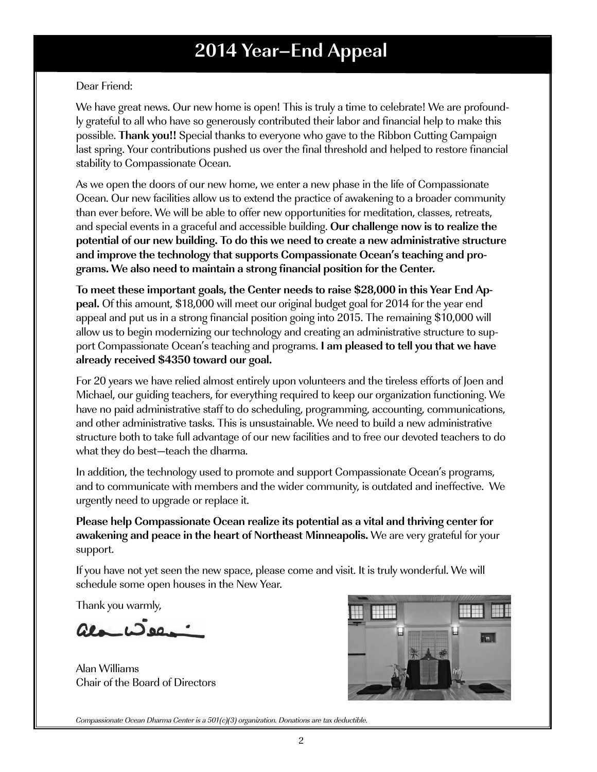# 2014 Year–End Appeal

Dear Friend:

We have great news. Our new home is open! This is truly a time to celebrate! We are profoundly grateful to all who have so generously contributed their labor and financial help to make this possible. **Thank you!!** Special thanks to everyone who gave to the Ribbon Cutting Campaign last spring. Your contributions pushed us over the final threshold and helped to restore financial stability to Compassionate Ocean.

As we open the doors of our new home, we enter a new phase in the life of Compassionate Ocean. Our new facilities allow us to extend the practice of awakening to a broader community than ever before. We will be able to offer new opportunities for meditation, classes, retreats, and special events in a graceful and accessible building. **Our challenge now is to realize the potential of our new building. To do this we need to create a new administrative structure and improve the technology that supports Compassionate Ocean's teaching and programs. We also need to maintain a strong financial position for the Center.**

**To meet these important goals, the Center needs to raise $28,000 in this Year End Appeal.** Of this amount, $18,000 will meet our original budget goal for 2014 for the year end appeal and put us in a strong financial position going into 2015. The remaining $10,000 will allow us to begin modernizing our technology and creating an administrative structure to support Compassionate Ocean's teaching and programs. **I am pleased to tell you that we have already received $4350 toward our goal.**

For 20 years we have relied almost entirely upon volunteers and the tireless efforts of Joen and Michael, our guiding teachers, for everything required to keep our organization functioning. We have no paid administrative staff to do scheduling, programming, accounting, communications, and other administrative tasks. This is unsustainable. We need to build a new administrative structure both to take full advantage of our new facilities and to free our devoted teachers to do what they do best—teach the dharma.

In addition, the technology used to promote and support Compassionate Ocean's programs, and to communicate with members and the wider community, is outdated and ineffective. We urgently need to upgrade or replace it.

**Please help Compassionate Ocean realize its potential as a vital and thriving center for awakening and peace in the heart of Northeast Minneapolis.** We are very grateful for your support.

If you have not yet seen the new space, please come and visit. It is truly wonderful. We will schedule some open houses in the New Year.

Thank you warmly,

Alan Williams
Chair of the Board of Directors

*Compassionate Ocean Dharma Center is a 501(c)(3) organization. Donations are tax deductible.*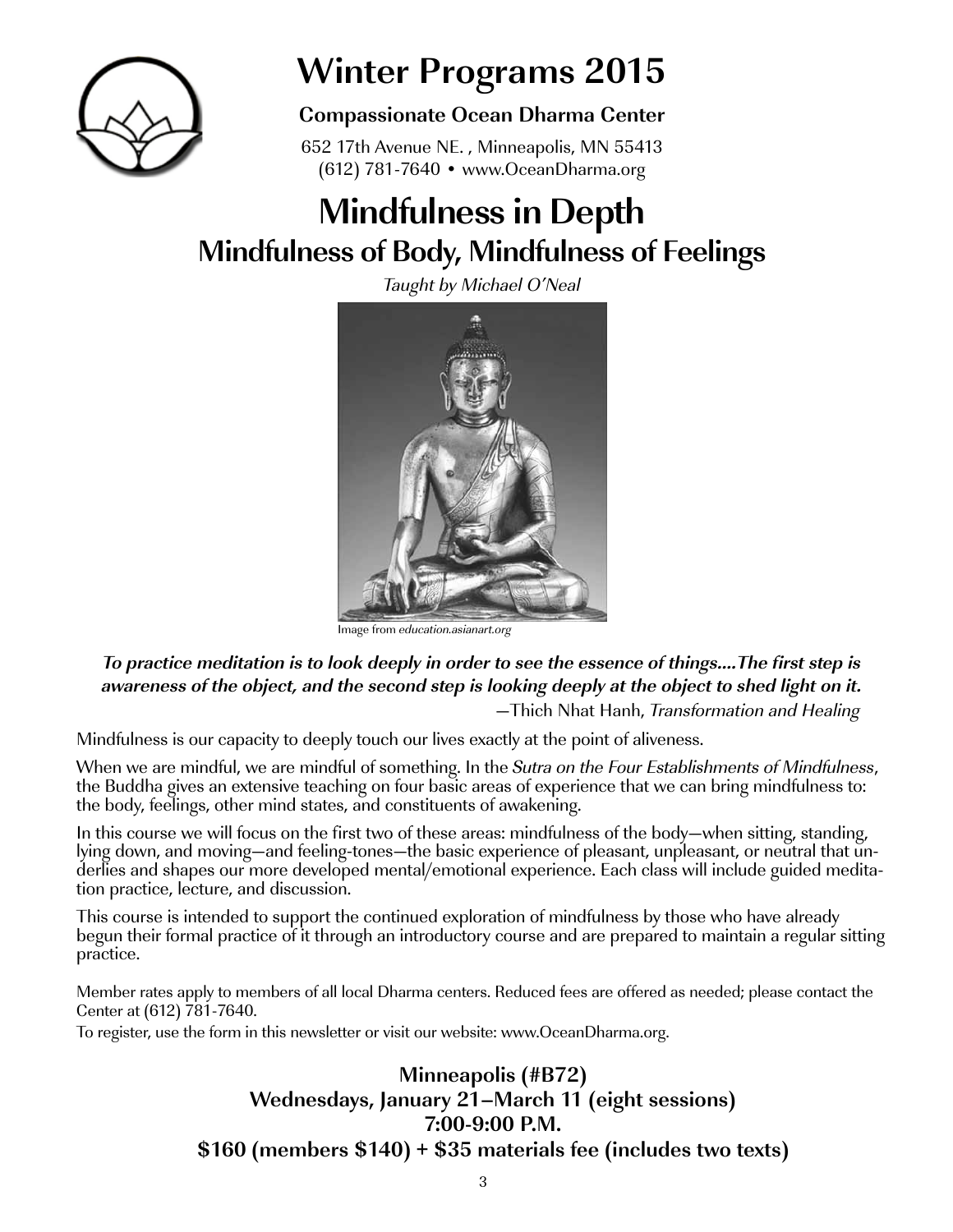# Winter Programs 2015

**Compassionate Ocean Dharma Center**

652 17th Avenue NE. , Minneapolis, MN 55413
(612) 781-7640 • www.OceanDharma.org

# Mindfulness in Depth

## Mindfulness of Body, Mindfulness of Feelings

*Taught by Michael O'Neal*

Image from *education.asianart.org*

***To practice meditation is to look deeply in order to see the essence of things....The first step is awareness of the object, and the second step is looking deeply at the object to shed light on it.***

—Thich Nhat Hanh, *Transformation and Healing*

Mindfulness is our capacity to deeply touch our lives exactly at the point of aliveness.

When we are mindful, we are mindful of something. In the *Sutra on the Four Establishments of Mindfulness*, the Buddha gives an extensive teaching on four basic areas of experience that we can bring mindfulness to: the body, feelings, other mind states, and constituents of awakening.

In this course we will focus on the first two of these areas: mindfulness of the body—when sitting, standing, lying down, and moving—and feeling-tones—the basic experience of pleasant, unpleasant, or neutral that underlies and shapes our more developed mental/emotional experience. Each class will include guided meditation practice, lecture, and discussion.

This course is intended to support the continued exploration of mindfulness by those who have already begun their formal practice of it through an introductory course and are prepared to maintain a regular sitting practice.

Member rates apply to members of all local Dharma centers. Reduced fees are offered as needed; please contact the Center at (612) 781-7640.

To register, use the form in this newsletter or visit our website: www.OceanDharma.org.

**Minneapolis (#B72)**
**Wednesdays, January 21–March 11 (eight sessions)**
**7:00-9:00 P.M.**
**$160 (members $140) + $35 materials fee (includes two texts)**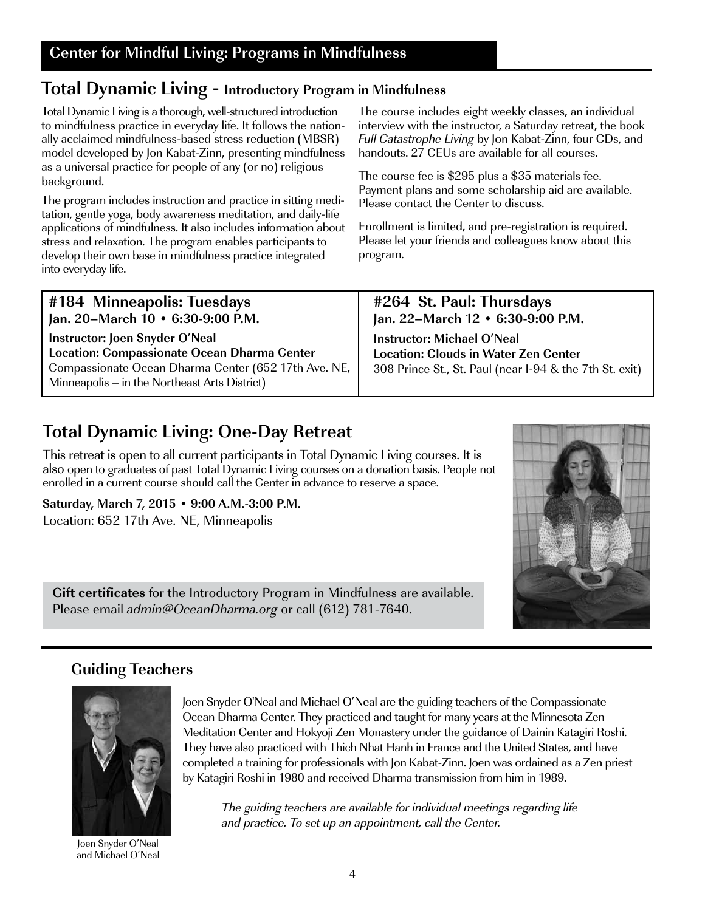## Center for Mindful Living: Programs in Mindfulness

## Total Dynamic Living - Introductory Program in Mindfulness

Total Dynamic Living is a thorough, well-structured introduction to mindfulness practice in everyday life. It follows the nationally acclaimed mindfulness-based stress reduction (MBSR) model developed by Jon Kabat-Zinn, presenting mindfulness as a universal practice for people of any (or no) religious background.

The program includes instruction and practice in sitting meditation, gentle yoga, body awareness meditation, and daily-life applications of mindfulness. It also includes information about stress and relaxation. The program enables participants to develop their own base in mindfulness practice integrated into everyday life.

The course includes eight weekly classes, an individual interview with the instructor, a Saturday retreat, the book *Full Catastrophe Living* by Jon Kabat-Zinn, four CDs, and handouts. 27 CEUs are available for all courses.

The course fee is $295 plus a $35 materials fee. Payment plans and some scholarship aid are available. Please contact the Center to discuss.

Enrollment is limited, and pre-registration is required. Please let your friends and colleagues know about this program.

**#184 Minneapolis: Tuesdays**
**Jan. 20–March 10 • 6:30-9:00 P.M.**
**Instructor: Joen Snyder O'Neal**
**Location: Compassionate Ocean Dharma Center**
Compassionate Ocean Dharma Center (652 17th Ave. NE, Minneapolis – in the Northeast Arts District)

**#264 St. Paul: Thursdays**
**Jan. 22–March 12 • 6:30-9:00 P.M.**
**Instructor: Michael O'Neal**
**Location: Clouds in Water Zen Center**
308 Prince St., St. Paul (near I-94 & the 7th St. exit)

## Total Dynamic Living: One-Day Retreat

This retreat is open to all current participants in Total Dynamic Living courses. It is also open to graduates of past Total Dynamic Living courses on a donation basis. People not enrolled in a current course should call the Center in advance to reserve a space.

**Saturday, March 7, 2015 • 9:00 A.M.-3:00 P.M.**
Location: 652 17th Ave. NE, Minneapolis

**Gift certificates** for the Introductory Program in Mindfulness are available. Please email *admin@OceanDharma.org* or call (612) 781-7640.

### Guiding Teachers

Joen Snyder O'Neal
and Michael O'Neal

Joen Snyder O'Neal and Michael O'Neal are the guiding teachers of the Compassionate Ocean Dharma Center. They practiced and taught for many years at the Minnesota Zen Meditation Center and Hokyoji Zen Monastery under the guidance of Dainin Katagiri Roshi. They have also practiced with Thich Nhat Hanh in France and the United States, and have completed a training for professionals with Jon Kabat-Zinn. Joen was ordained as a Zen priest by Katagiri Roshi in 1980 and received Dharma transmission from him in 1989.

*The guiding teachers are available for individual meetings regarding life and practice. To set up an appointment, call the Center.*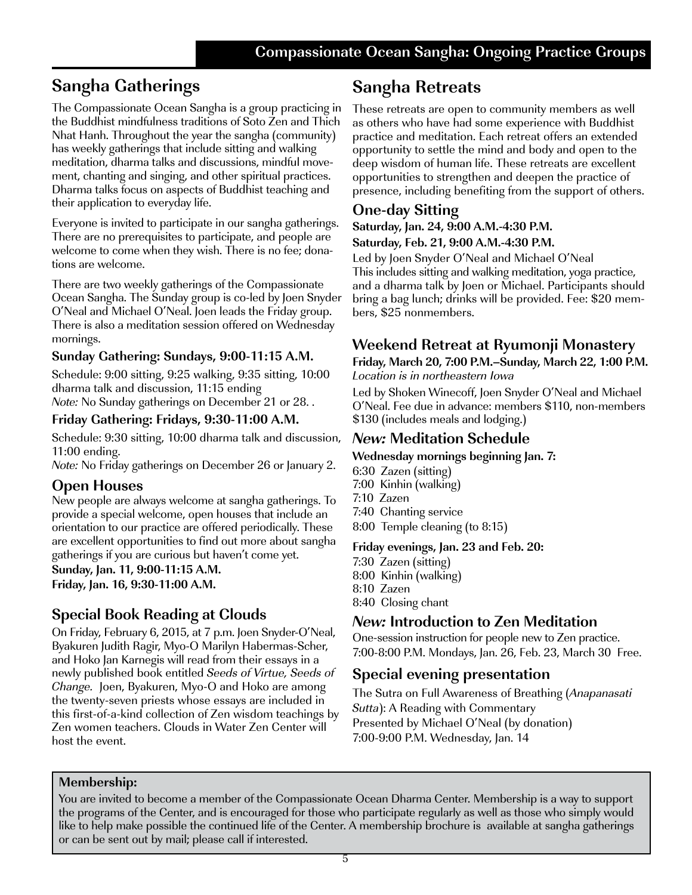## Compassionate Ocean Sangha: Ongoing Practice Groups

## Sangha Gatherings

The Compassionate Ocean Sangha is a group practicing in the Buddhist mindfulness traditions of Soto Zen and Thich Nhat Hanh. Throughout the year the sangha (community) has weekly gatherings that include sitting and walking meditation, dharma talks and discussions, mindful movement, chanting and singing, and other spiritual practices. Dharma talks focus on aspects of Buddhist teaching and their application to everyday life.

Everyone is invited to participate in our sangha gatherings. There are no prerequisites to participate, and people are welcome to come when they wish. There is no fee; donations are welcome.

There are two weekly gatherings of the Compassionate Ocean Sangha. The Sunday group is co-led by Joen Snyder O'Neal and Michael O'Neal. Joen leads the Friday group. There is also a meditation session offered on Wednesday mornings.

#### Sunday Gathering: Sundays, 9:00-11:15 A.M.

Schedule: 9:00 sitting, 9:25 walking, 9:35 sitting, 10:00 dharma talk and discussion, 11:15 ending
*Note:* No Sunday gatherings on December 21 or 28. .

#### Friday Gathering: Fridays, 9:30-11:00 A.M.

Schedule: 9:30 sitting, 10:00 dharma talk and discussion, 11:00 ending.
*Note:* No Friday gatherings on December 26 or January 2.

### Open Houses

New people are always welcome at sangha gatherings. To provide a special welcome, open houses that include an orientation to our practice are offered periodically. These are excellent opportunities to find out more about sangha gatherings if you are curious but haven't come yet.
**Sunday, Jan. 11, 9:00-11:15 A.M.**
**Friday, Jan. 16, 9:30-11:00 A.M.**

### Special Book Reading at Clouds

On Friday, February 6, 2015, at 7 p.m. Joen Snyder-O'Neal, Byakuren Judith Ragir, Myo-O Marilyn Habermas-Scher, and Hoko Jan Karnegis will read from their essays in a newly published book entitled *Seeds of Virtue, Seeds of Change*. Joen, Byakuren, Myo-O and Hoko are among the twenty-seven priests whose essays are included in this first-of-a-kind collection of Zen wisdom teachings by Zen women teachers. Clouds in Water Zen Center will host the event.

## Sangha Retreats

These retreats are open to community members as well as others who have had some experience with Buddhist practice and meditation. Each retreat offers an extended opportunity to settle the mind and body and open to the deep wisdom of human life. These retreats are excellent opportunities to strengthen and deepen the practice of presence, including benefiting from the support of others.

### One-day Sitting

**Saturday, Jan. 24, 9:00 A.M.-4:30 P.M.**
**Saturday, Feb. 21, 9:00 A.M.-4:30 P.M.**

Led by Joen Snyder O'Neal and Michael O'Neal
This includes sitting and walking meditation, yoga practice, and a dharma talk by Joen or Michael. Participants should bring a bag lunch; drinks will be provided. Fee: $20 members, $25 nonmembers.

### Weekend Retreat at Ryumonji Monastery

**Friday, March 20, 7:00 P.M.–Sunday, March 22, 1:00 P.M.**
*Location is in northeastern Iowa*

Led by Shoken Winecoff, Joen Snyder O'Neal and Michael O'Neal. Fee due in advance: members $110, non-members $130 (includes meals and lodging.)

### *New:* Meditation Schedule

**Wednesday mornings beginning Jan. 7:**

6:30 Zazen (sitting)
7:00 Kinhin (walking)
7:10 Zazen
7:40 Chanting service
8:00 Temple cleaning (to 8:15)

**Friday evenings, Jan. 23 and Feb. 20:**

7:30 Zazen (sitting)
8:00 Kinhin (walking)
8:10 Zazen
8:40 Closing chant

### *New:* Introduction to Zen Meditation

One-session instruction for people new to Zen practice.
7:00-8:00 P.M. Mondays, Jan. 26, Feb. 23, March 30 Free.

### Special evening presentation

The Sutra on Full Awareness of Breathing (*Anapanasati Sutta*): A Reading with Commentary
Presented by Michael O'Neal (by donation)
7:00-9:00 P.M. Wednesday, Jan. 14

**Membership:**

You are invited to become a member of the Compassionate Ocean Dharma Center. Membership is a way to support the programs of the Center, and is encouraged for those who participate regularly as well as those who simply would like to help make possible the continued life of the Center. A membership brochure is available at sangha gatherings or can be sent out by mail; please call if interested.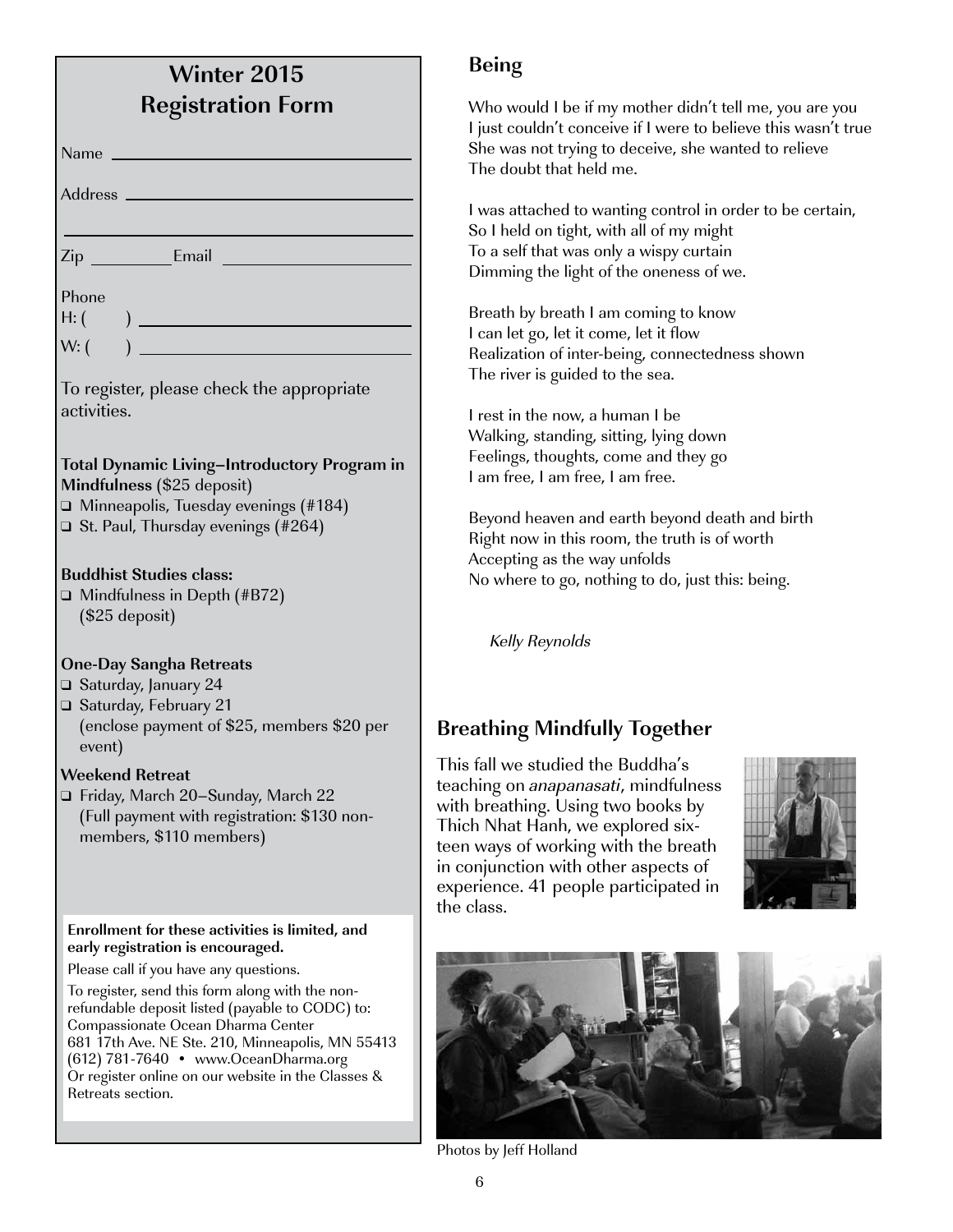## Winter 2015 Registration Form

Name ______________________________

Address ______________________________

______________________________

Zip __________ Email ______________________

Phone

H: (    ) ______________________________

W: (    ) ______________________________

To register, please check the appropriate activities.

**Total Dynamic Living–Introductory Program in Mindfulness** ($25 deposit)

- ❑ Minneapolis, Tuesday evenings (#184)
- ❑ St. Paul, Thursday evenings (#264)

**Buddhist Studies class:**

- ❑ Mindfulness in Depth (#B72) ($25 deposit)

**One-Day Sangha Retreats**

- ❑ Saturday, January 24
- ❑ Saturday, February 21 (enclose payment of $25, members $20 per event)

**Weekend Retreat**

- ❑ Friday, March 20–Sunday, March 22 (Full payment with registration: $130 non-members, $110 members)

**Enrollment for these activities is limited, and early registration is encouraged.**

Please call if you have any questions.

To register, send this form along with the non-refundable deposit listed (payable to CODC) to:
Compassionate Ocean Dharma Center
681 17th Ave. NE Ste. 210, Minneapolis, MN 55413
(612) 781-7640 • www.OceanDharma.org
Or register online on our website in the Classes & Retreats section.

## Being

Who would I be if my mother didn't tell me, you are you
I just couldn't conceive if I were to believe this wasn't true
She was not trying to deceive, she wanted to relieve
The doubt that held me.

I was attached to wanting control in order to be certain,
So I held on tight, with all of my might
To a self that was only a wispy curtain
Dimming the light of the oneness of we.

Breath by breath I am coming to know
I can let go, let it come, let it flow
Realization of inter-being, connectedness shown
The river is guided to the sea.

I rest in the now, a human I be
Walking, standing, sitting, lying down
Feelings, thoughts, come and they go
I am free, I am free, I am free.

Beyond heaven and earth beyond death and birth
Right now in this room, the truth is of worth
Accepting as the way unfolds
No where to go, nothing to do, just this: being.

*Kelly Reynolds*

## Breathing Mindfully Together

This fall we studied the Buddha's teaching on *anapanasati*, mindfulness with breathing. Using two books by Thich Nhat Hanh, we explored sixteen ways of working with the breath in conjunction with other aspects of experience. 41 people participated in the class.

Photos by Jeff Holland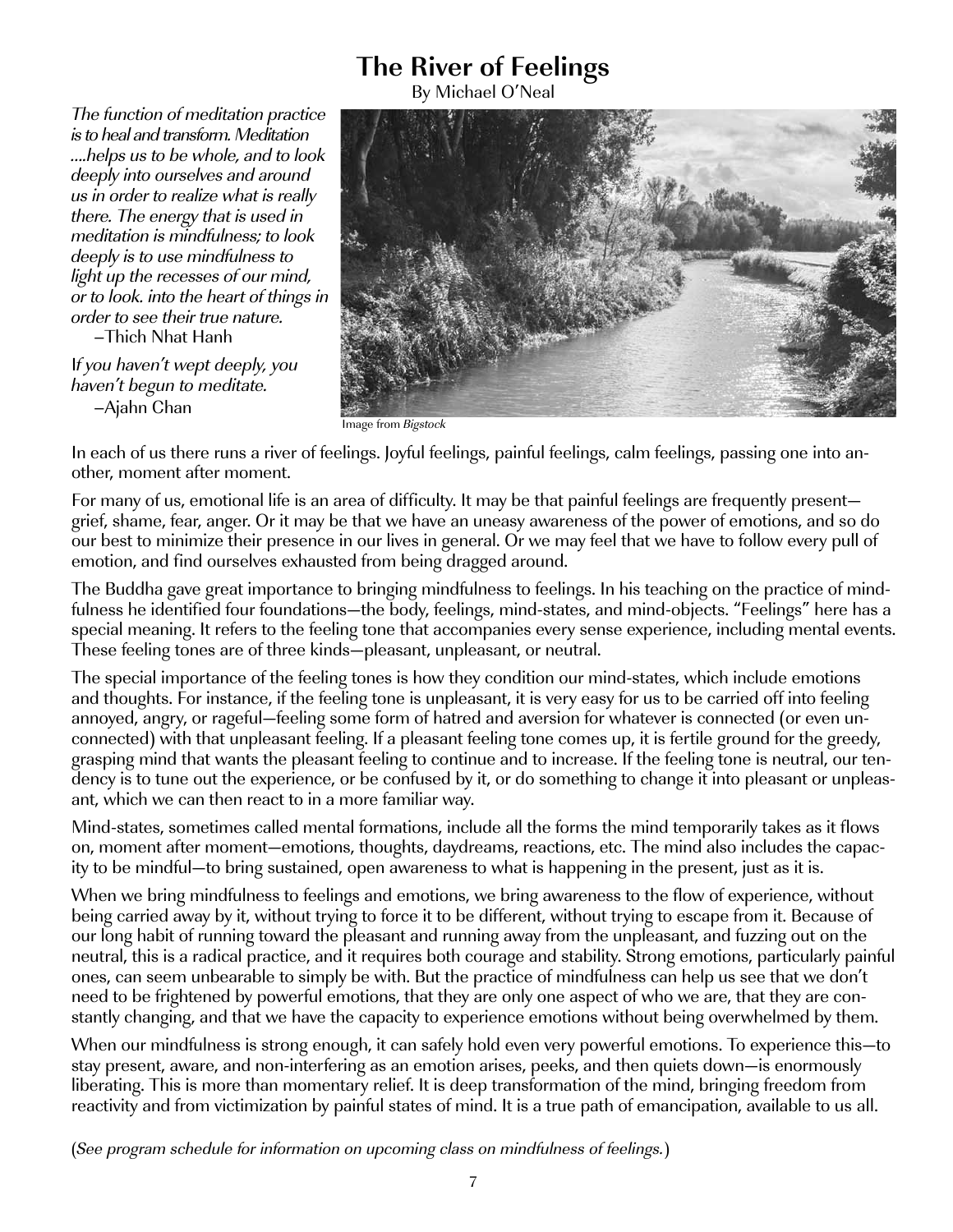# The River of Feelings

By Michael O'Neal

*The function of meditation practice is to heal and transform. Meditation ....helps us to be whole, and to look deeply into ourselves and around us in order to realize what is really there. The energy that is used in meditation is mindfulness; to look deeply is to use mindfulness to light up the recesses of our mind, or to look. into the heart of things in order to see their true nature.*
—Thich Nhat Hanh

*If you haven't wept deeply, you haven't begun to meditate.*
—Ajahn Chan

Image from *Bigstock*

In each of us there runs a river of feelings. Joyful feelings, painful feelings, calm feelings, passing one into another, moment after moment.

For many of us, emotional life is an area of difficulty. It may be that painful feelings are frequently present—grief, shame, fear, anger. Or it may be that we have an uneasy awareness of the power of emotions, and so do our best to minimize their presence in our lives in general. Or we may feel that we have to follow every pull of emotion, and find ourselves exhausted from being dragged around.

The Buddha gave great importance to bringing mindfulness to feelings. In his teaching on the practice of mindfulness he identified four foundations—the body, feelings, mind-states, and mind-objects. "Feelings" here has a special meaning. It refers to the feeling tone that accompanies every sense experience, including mental events. These feeling tones are of three kinds—pleasant, unpleasant, or neutral.

The special importance of the feeling tones is how they condition our mind-states, which include emotions and thoughts. For instance, if the feeling tone is unpleasant, it is very easy for us to be carried off into feeling annoyed, angry, or rageful—feeling some form of hatred and aversion for whatever is connected (or even unconnected) with that unpleasant feeling. If a pleasant feeling tone comes up, it is fertile ground for the greedy, grasping mind that wants the pleasant feeling to continue and to increase. If the feeling tone is neutral, our tendency is to tune out the experience, or be confused by it, or do something to change it into pleasant or unpleasant, which we can then react to in a more familiar way.

Mind-states, sometimes called mental formations, include all the forms the mind temporarily takes as it flows on, moment after moment—emotions, thoughts, daydreams, reactions, etc. The mind also includes the capacity to be mindful—to bring sustained, open awareness to what is happening in the present, just as it is.

When we bring mindfulness to feelings and emotions, we bring awareness to the flow of experience, without being carried away by it, without trying to force it to be different, without trying to escape from it. Because of our long habit of running toward the pleasant and running away from the unpleasant, and fuzzing out on the neutral, this is a radical practice, and it requires both courage and stability. Strong emotions, particularly painful ones, can seem unbearable to simply be with. But the practice of mindfulness can help us see that we don't need to be frightened by powerful emotions, that they are only one aspect of who we are, that they are constantly changing, and that we have the capacity to experience emotions without being overwhelmed by them.

When our mindfulness is strong enough, it can safely hold even very powerful emotions. To experience this—to stay present, aware, and non-interfering as an emotion arises, peeks, and then quiets down—is enormously liberating. This is more than momentary relief. It is deep transformation of the mind, bringing freedom from reactivity and from victimization by painful states of mind. It is a true path of emancipation, available to us all.

(*See program schedule for information on upcoming class on mindfulness of feelings.*)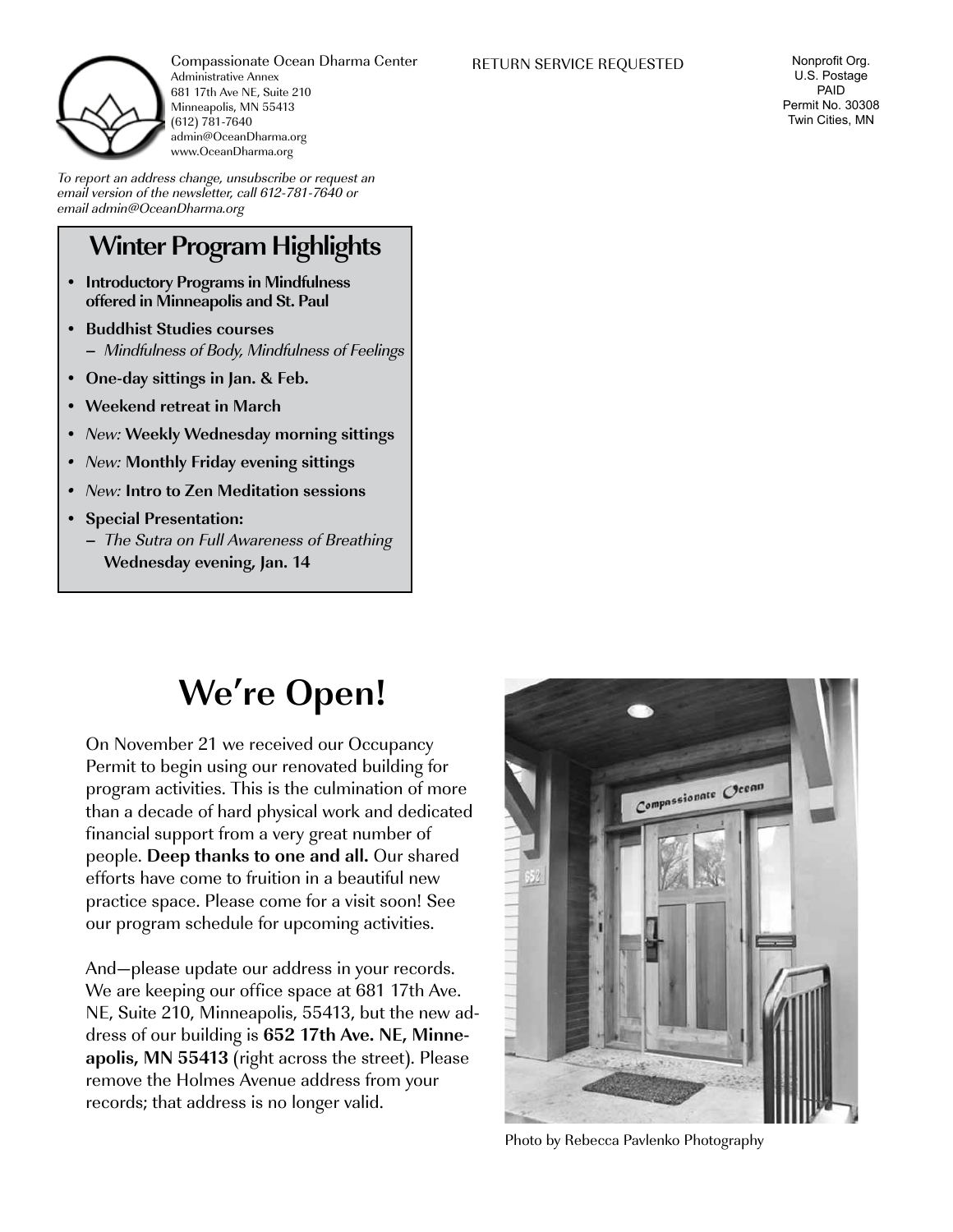Compassionate Ocean Dharma Center
Administrative Annex
681 17th Ave NE, Suite 210
Minneapolis, MN 55413
(612) 781-7640
admin@OceanDharma.org
www.OceanDharma.org

RETURN SERVICE REQUESTED

Nonprofit Org.
U.S. Postage
PAID
Permit No. 30308
Twin Cities, MN

*To report an address change, unsubscribe or request an email version of the newsletter, call 612-781-7640 or email admin@OceanDharma.org*

## Winter Program Highlights

- **Introductory Programs in Mindfulness offered in Minneapolis and St. Paul**
- **Buddhist Studies courses**
  - *Mindfulness of Body, Mindfulness of Feelings*
- **One-day sittings in Jan. & Feb.**
- **Weekend retreat in March**
- *New:* **Weekly Wednesday morning sittings**
- *New:* **Monthly Friday evening sittings**
- *New:* **Intro to Zen Meditation sessions**
- **Special Presentation:**
  - *The Sutra on Full Awareness of Breathing* **Wednesday evening, Jan. 14**

# We're Open!

On November 21 we received our Occupancy Permit to begin using our renovated building for program activities. This is the culmination of more than a decade of hard physical work and dedicated financial support from a very great number of people. **Deep thanks to one and all.** Our shared efforts have come to fruition in a beautiful new practice space. Please come for a visit soon! See our program schedule for upcoming activities.

And—please update our address in your records. We are keeping our office space at 681 17th Ave. NE, Suite 210, Minneapolis, 55413, but the new address of our building is **652 17th Ave. NE, Minneapolis, MN 55413** (right across the street). Please remove the Holmes Avenue address from your records; that address is no longer valid.

Photo by Rebecca Pavlenko Photography